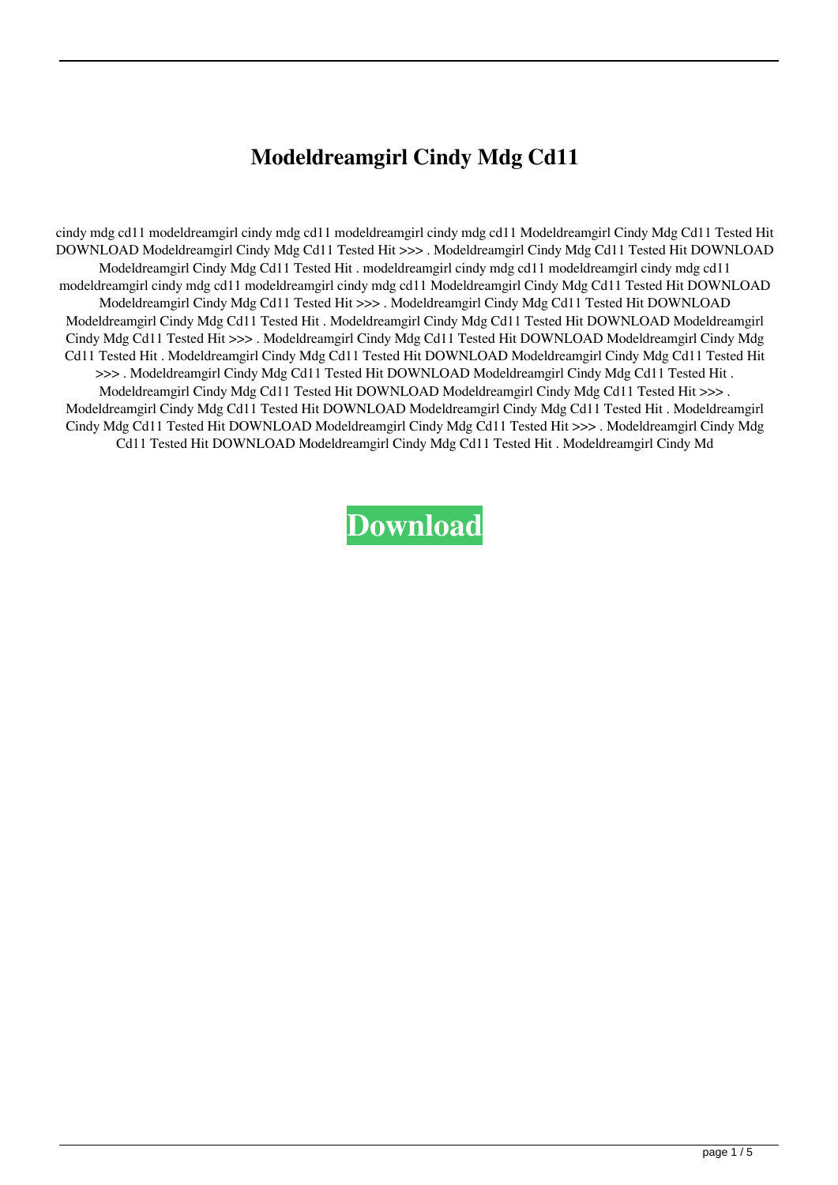# Modeldreamgirl Cindy Mdg Cd11

cindy mdg cd11 modeldreamgirl cindy mdg cd11 modeldreamgirl cindy mdg cd11 Modeldreamgirl Cindy Mdg Cd11 Tested Hit DOWNLOAD Modeldreamgirl Cindy Mdg Cd11 Tested Hit >>> . Modeldreamgirl Cindy Mdg Cd11 Tested Hit DOWNLOAD Modeldreamgirl Cindy Mdg Cd11 Tested Hit . modeldreamgirl cindy mdg cd11 modeldreamgirl cindy mdg cd11 modeldreamgirl cindy mdg cd11 modeldreamgirl cindy mdg cd11 Modeldreamgirl Cindy Mdg Cd11 Tested Hit DOWNLOAD Modeldreamgirl Cindy Mdg Cd11 Tested Hit >>> . Modeldreamgirl Cindy Mdg Cd11 Tested Hit DOWNLOAD Modeldreamgirl Cindy Mdg Cd11 Tested Hit . Modeldreamgirl Cindy Mdg Cd11 Tested Hit DOWNLOAD Modeldreamgirl Cindy Mdg Cd11 Tested Hit >>> . Modeldreamgirl Cindy Mdg Cd11 Tested Hit DOWNLOAD Modeldreamgirl Cindy Mdg Cd11 Tested Hit . Modeldreamgirl Cindy Mdg Cd11 Tested Hit DOWNLOAD Modeldreamgirl Cindy Mdg Cd11 Tested Hit >>> . Modeldreamgirl Cindy Mdg Cd11 Tested Hit DOWNLOAD Modeldreamgirl Cindy Mdg Cd11 Tested Hit . Modeldreamgirl Cindy Mdg Cd11 Tested Hit DOWNLOAD Modeldreamgirl Cindy Mdg Cd11 Tested Hit >>> . Modeldreamgirl Cindy Mdg Cd11 Tested Hit DOWNLOAD Modeldreamgirl Cindy Mdg Cd11 Tested Hit . Modeldreamgirl Cindy Mdg Cd11 Tested Hit DOWNLOAD Modeldreamgirl Cindy Mdg Cd11 Tested Hit >>> . Modeldreamgirl Cindy Mdg Cd11 Tested Hit DOWNLOAD Modeldreamgirl Cindy Mdg Cd11 Tested Hit . Modeldreamgirl Cindy Md

**Download**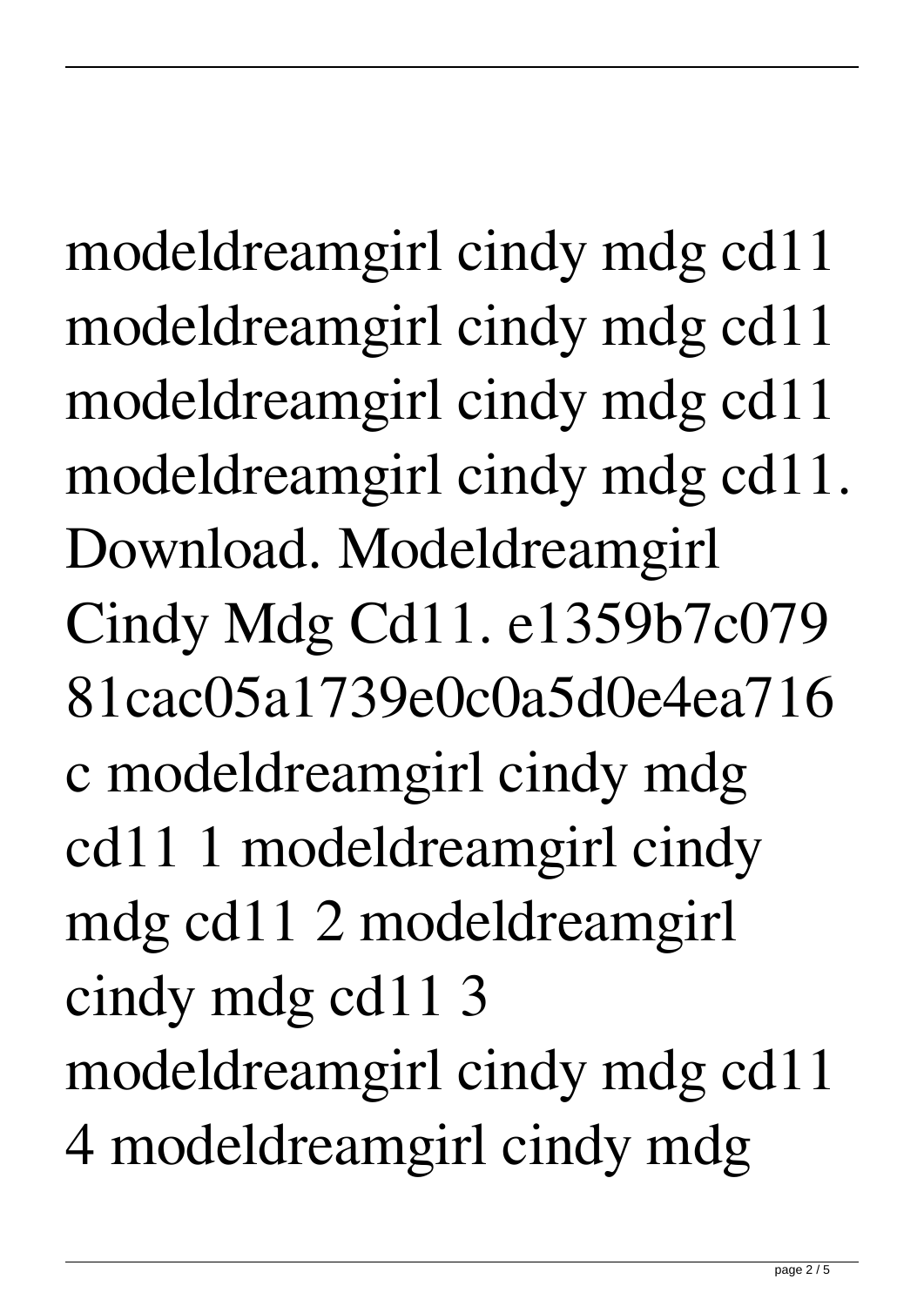modeldreamgirl cindy mdg cd11 modeldreamgirl cindy mdg cd11 modeldreamgirl cindy mdg cd11 modeldreamgirl cindy mdg cd11. Download. Modeldreamgirl Cindy Mdg Cd11. e1359b7c079 81cac05a1739e0c0a5d0e4ea716 c modeldreamgirl cindy mdg cd11 1 modeldreamgirl cindy mdg cd11 2 modeldreamgirl cindy mdg cd11 3 modeldreamgirl cindy mdg cd11 4 modeldreamgirl cindy mdg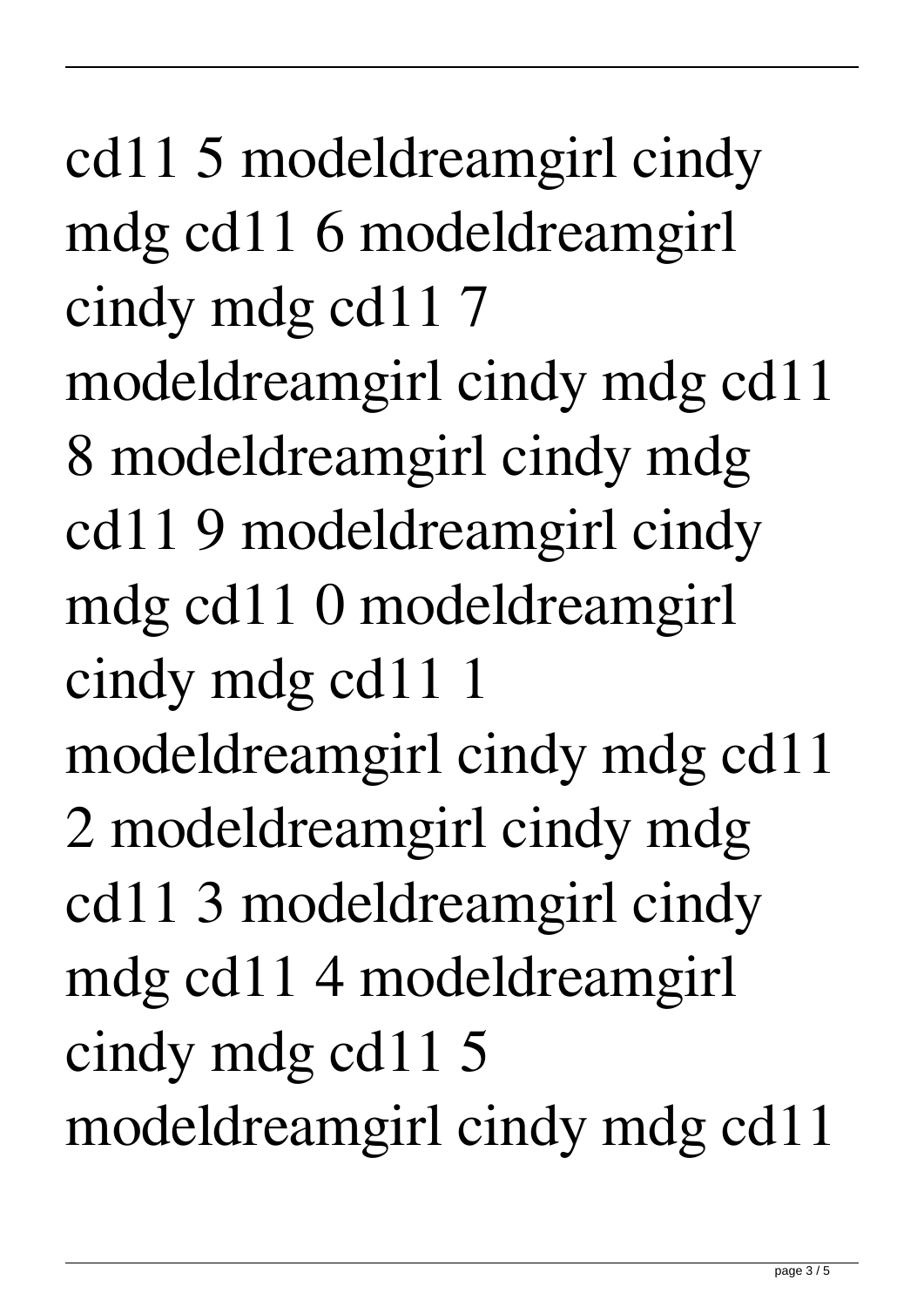cd11 5 modeldreamgirl cindy mdg cd11 6 modeldreamgirl cindy mdg cd11 7 modeldreamgirl cindy mdg cd11 8 modeldreamgirl cindy mdg cd11 9 modeldreamgirl cindy mdg cd11 0 modeldreamgirl cindy mdg cd11 1 modeldreamgirl cindy mdg cd11 2 modeldreamgirl cindy mdg cd11 3 modeldreamgirl cindy mdg cd11 4 modeldreamgirl cindy mdg cd11 5 modeldreamgirl cindy mdg cd11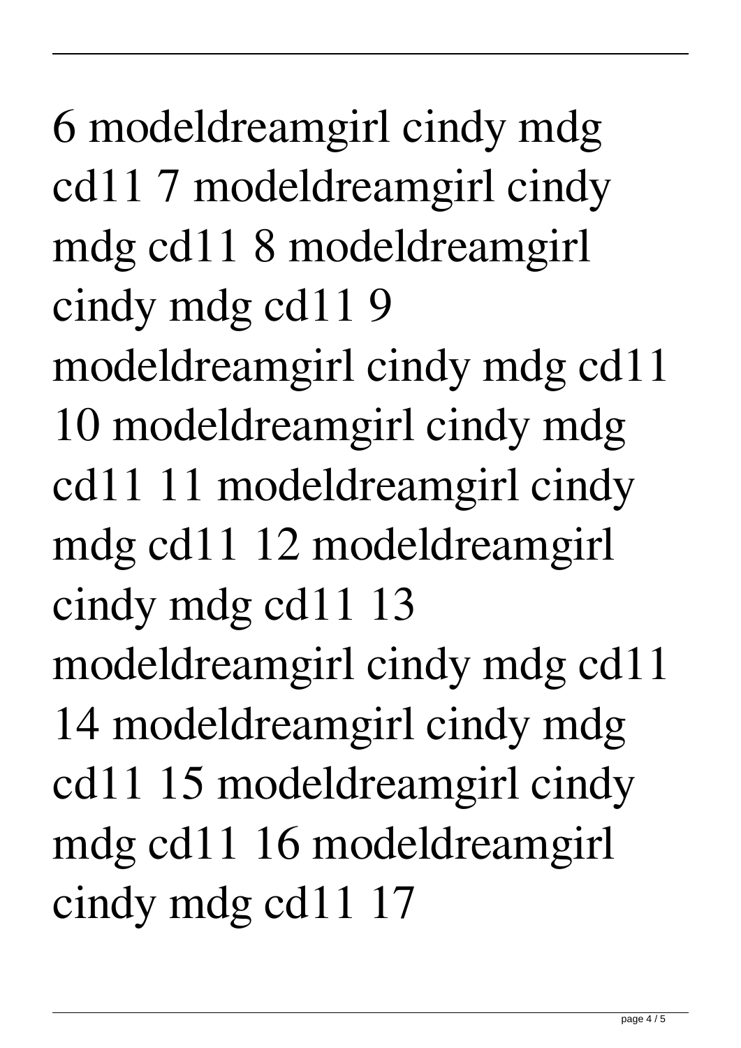6 modeldreamgirl cindy mdg cd11 7 modeldreamgirl cindy mdg cd11 8 modeldreamgirl cindy mdg cd11 9 modeldreamgirl cindy mdg cd11 10 modeldreamgirl cindy mdg cd11 11 modeldreamgirl cindy mdg cd11 12 modeldreamgirl cindy mdg cd11 13 modeldreamgirl cindy mdg cd11 14 modeldreamgirl cindy mdg cd11 15 modeldreamgirl cindy mdg cd11 16 modeldreamgirl cindy mdg cd11 17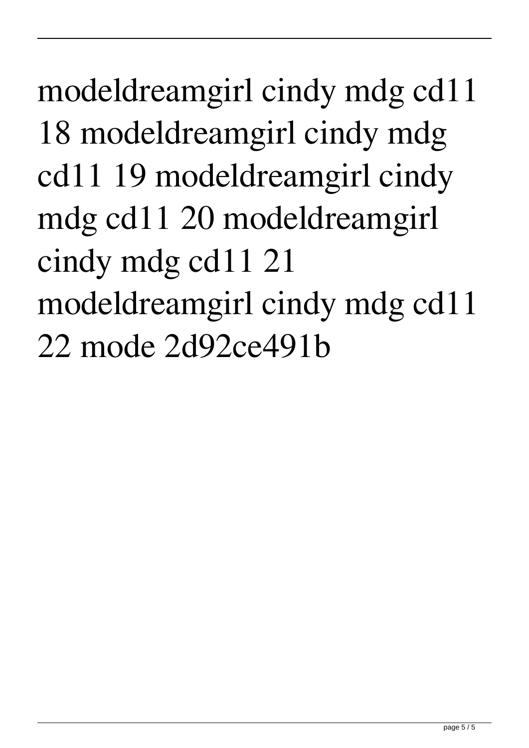modeldreamgirl cindy mdg cd11 18 modeldreamgirl cindy mdg cd11 19 modeldreamgirl cindy mdg cd11 20 modeldreamgirl cindy mdg cd11 21 modeldreamgirl cindy mdg cd11 22 mode 2d92ce491b